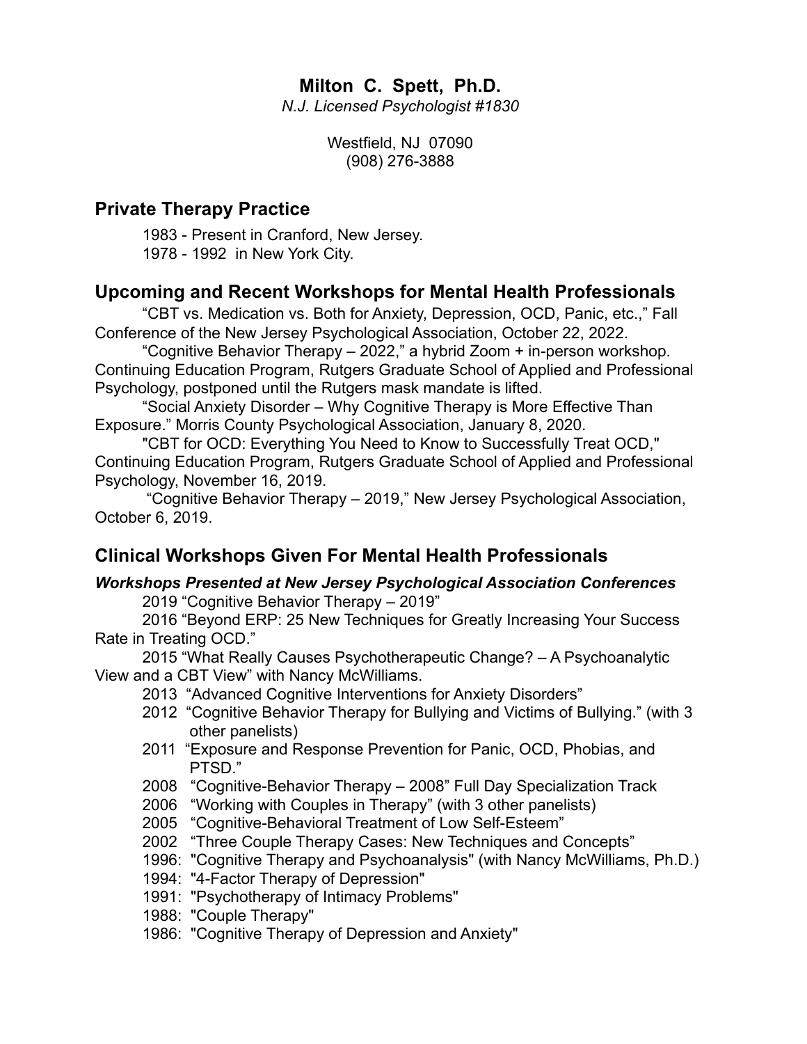# Milton C. Spett, Ph.D.

*N.J. Licensed Psychologist #1830*

Westfield, NJ 07090
(908) 276-3888

## Private Therapy Practice

1983 - Present in Cranford, New Jersey.
1978 - 1992 in New York City.

## Upcoming and Recent Workshops for Mental Health Professionals

"CBT vs. Medication vs. Both for Anxiety, Depression, OCD, Panic, etc.," Fall Conference of the New Jersey Psychological Association, October 22, 2022.

"Cognitive Behavior Therapy – 2022," a hybrid Zoom + in-person workshop. Continuing Education Program, Rutgers Graduate School of Applied and Professional Psychology, postponed until the Rutgers mask mandate is lifted.

"Social Anxiety Disorder – Why Cognitive Therapy is More Effective Than Exposure." Morris County Psychological Association, January 8, 2020.

"CBT for OCD: Everything You Need to Know to Successfully Treat OCD," Continuing Education Program, Rutgers Graduate School of Applied and Professional Psychology, November 16, 2019.

"Cognitive Behavior Therapy – 2019," New Jersey Psychological Association, October 6, 2019.

## Clinical Workshops Given For Mental Health Professionals

***Workshops Presented at New Jersey Psychological Association Conferences***

2019 "Cognitive Behavior Therapy – 2019"

2016 "Beyond ERP: 25 New Techniques for Greatly Increasing Your Success Rate in Treating OCD."

2015 "What Really Causes Psychotherapeutic Change? – A Psychoanalytic View and a CBT View" with Nancy McWilliams.

2013 "Advanced Cognitive Interventions for Anxiety Disorders"

2012 "Cognitive Behavior Therapy for Bullying and Victims of Bullying." (with 3 other panelists)

2011 "Exposure and Response Prevention for Panic, OCD, Phobias, and PTSD."

2008 "Cognitive-Behavior Therapy – 2008" Full Day Specialization Track

2006 "Working with Couples in Therapy" (with 3 other panelists)

2005 "Cognitive-Behavioral Treatment of Low Self-Esteem"

2002 "Three Couple Therapy Cases: New Techniques and Concepts"

1996: "Cognitive Therapy and Psychoanalysis" (with Nancy McWilliams, Ph.D.)

1994: "4-Factor Therapy of Depression"

1991: "Psychotherapy of Intimacy Problems"

1988: "Couple Therapy"

1986: "Cognitive Therapy of Depression and Anxiety"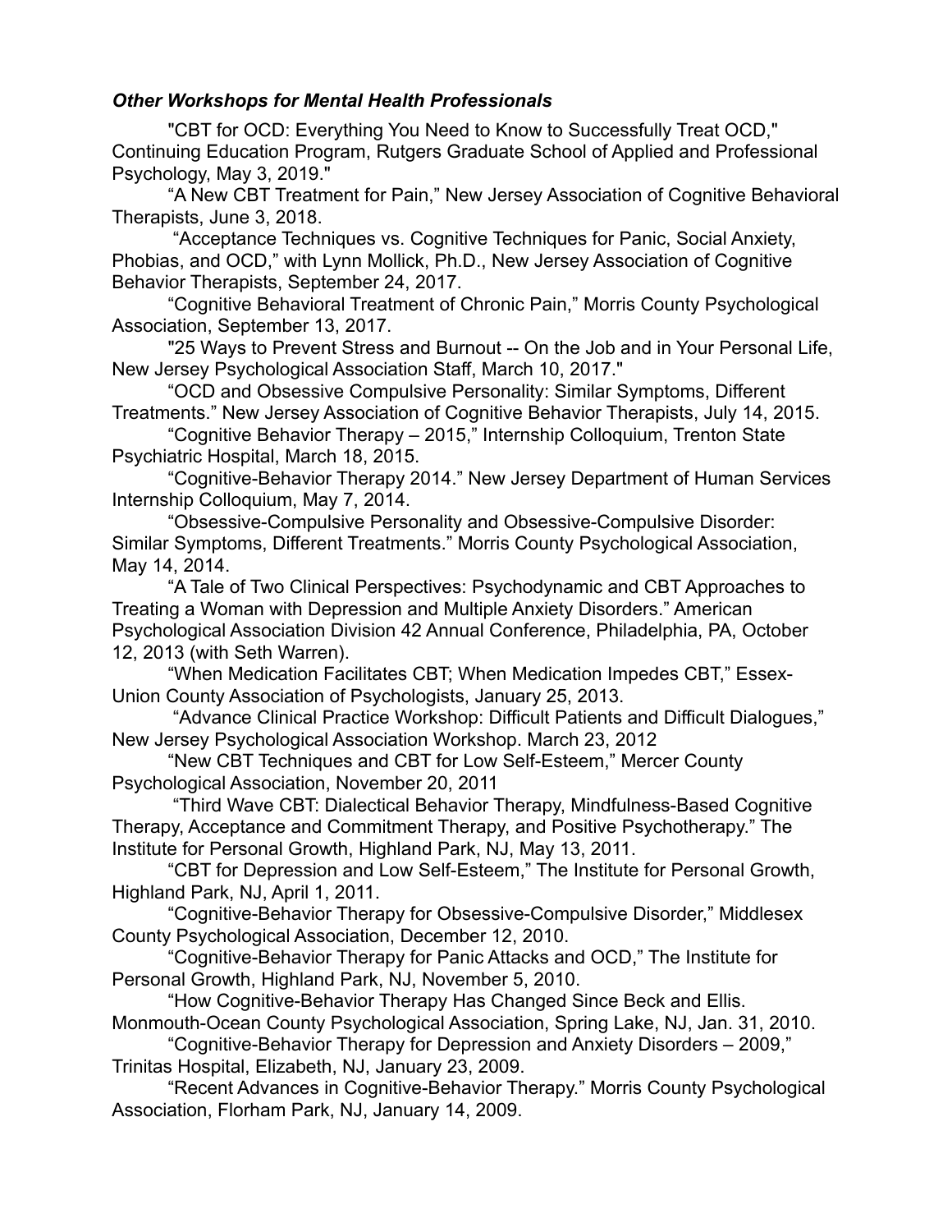### *Other Workshops for Mental Health Professionals*

"CBT for OCD: Everything You Need to Know to Successfully Treat OCD," Continuing Education Program, Rutgers Graduate School of Applied and Professional Psychology, May 3, 2019."

"A New CBT Treatment for Pain," New Jersey Association of Cognitive Behavioral Therapists, June 3, 2018.

"Acceptance Techniques vs. Cognitive Techniques for Panic, Social Anxiety, Phobias, and OCD," with Lynn Mollick, Ph.D., New Jersey Association of Cognitive Behavior Therapists, September 24, 2017.

"Cognitive Behavioral Treatment of Chronic Pain," Morris County Psychological Association, September 13, 2017.

"25 Ways to Prevent Stress and Burnout -- On the Job and in Your Personal Life, New Jersey Psychological Association Staff, March 10, 2017."

"OCD and Obsessive Compulsive Personality: Similar Symptoms, Different Treatments." New Jersey Association of Cognitive Behavior Therapists, July 14, 2015.

"Cognitive Behavior Therapy – 2015," Internship Colloquium, Trenton State Psychiatric Hospital, March 18, 2015.

"Cognitive-Behavior Therapy 2014." New Jersey Department of Human Services Internship Colloquium, May 7, 2014.

"Obsessive-Compulsive Personality and Obsessive-Compulsive Disorder: Similar Symptoms, Different Treatments." Morris County Psychological Association, May 14, 2014.

"A Tale of Two Clinical Perspectives: Psychodynamic and CBT Approaches to Treating a Woman with Depression and Multiple Anxiety Disorders." American Psychological Association Division 42 Annual Conference, Philadelphia, PA, October 12, 2013 (with Seth Warren).

"When Medication Facilitates CBT; When Medication Impedes CBT," Essex-Union County Association of Psychologists, January 25, 2013.

"Advance Clinical Practice Workshop: Difficult Patients and Difficult Dialogues," New Jersey Psychological Association Workshop. March 23, 2012

"New CBT Techniques and CBT for Low Self-Esteem," Mercer County Psychological Association, November 20, 2011

"Third Wave CBT: Dialectical Behavior Therapy, Mindfulness-Based Cognitive Therapy, Acceptance and Commitment Therapy, and Positive Psychotherapy." The Institute for Personal Growth, Highland Park, NJ, May 13, 2011.

"CBT for Depression and Low Self-Esteem," The Institute for Personal Growth, Highland Park, NJ, April 1, 2011.

"Cognitive-Behavior Therapy for Obsessive-Compulsive Disorder," Middlesex County Psychological Association, December 12, 2010.

"Cognitive-Behavior Therapy for Panic Attacks and OCD," The Institute for Personal Growth, Highland Park, NJ, November 5, 2010.

"How Cognitive-Behavior Therapy Has Changed Since Beck and Ellis. Monmouth-Ocean County Psychological Association, Spring Lake, NJ, Jan. 31, 2010.

"Cognitive-Behavior Therapy for Depression and Anxiety Disorders – 2009," Trinitas Hospital, Elizabeth, NJ, January 23, 2009.

"Recent Advances in Cognitive-Behavior Therapy." Morris County Psychological Association, Florham Park, NJ, January 14, 2009.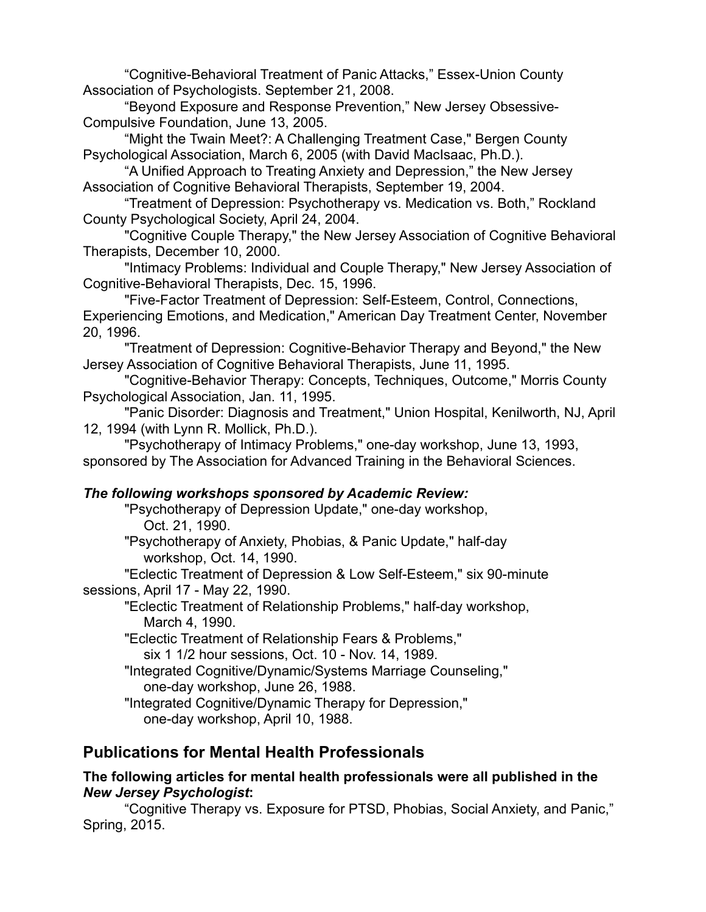"Cognitive-Behavioral Treatment of Panic Attacks," Essex-Union County Association of Psychologists. September 21, 2008.

"Beyond Exposure and Response Prevention," New Jersey Obsessive-Compulsive Foundation, June 13, 2005.

"Might the Twain Meet?: A Challenging Treatment Case," Bergen County Psychological Association, March 6, 2005 (with David MacIsaac, Ph.D.).

"A Unified Approach to Treating Anxiety and Depression," the New Jersey Association of Cognitive Behavioral Therapists, September 19, 2004.

"Treatment of Depression: Psychotherapy vs. Medication vs. Both," Rockland County Psychological Society, April 24, 2004.

"Cognitive Couple Therapy," the New Jersey Association of Cognitive Behavioral Therapists, December 10, 2000.

"Intimacy Problems: Individual and Couple Therapy," New Jersey Association of Cognitive-Behavioral Therapists, Dec. 15, 1996.

"Five-Factor Treatment of Depression: Self-Esteem, Control, Connections, Experiencing Emotions, and Medication," American Day Treatment Center, November 20, 1996.

"Treatment of Depression: Cognitive-Behavior Therapy and Beyond," the New Jersey Association of Cognitive Behavioral Therapists, June 11, 1995.

"Cognitive-Behavior Therapy: Concepts, Techniques, Outcome," Morris County Psychological Association, Jan. 11, 1995.

"Panic Disorder: Diagnosis and Treatment," Union Hospital, Kenilworth, NJ, April 12, 1994 (with Lynn R. Mollick, Ph.D.).

"Psychotherapy of Intimacy Problems," one-day workshop, June 13, 1993, sponsored by The Association for Advanced Training in the Behavioral Sciences.

***The following workshops sponsored by Academic Review:***

"Psychotherapy of Depression Update," one-day workshop, Oct. 21, 1990.

"Psychotherapy of Anxiety, Phobias, & Panic Update," half-day workshop, Oct. 14, 1990.

"Eclectic Treatment of Depression & Low Self-Esteem," six 90-minute sessions, April 17 - May 22, 1990.

"Eclectic Treatment of Relationship Problems," half-day workshop, March 4, 1990.

"Eclectic Treatment of Relationship Fears & Problems," six 1 1/2 hour sessions, Oct. 10 - Nov. 14, 1989.

"Integrated Cognitive/Dynamic/Systems Marriage Counseling," one-day workshop, June 26, 1988.

"Integrated Cognitive/Dynamic Therapy for Depression," one-day workshop, April 10, 1988.

## Publications for Mental Health Professionals

**The following articles for mental health professionals were all published in the *New Jersey Psychologist*:**

"Cognitive Therapy vs. Exposure for PTSD, Phobias, Social Anxiety, and Panic," Spring, 2015.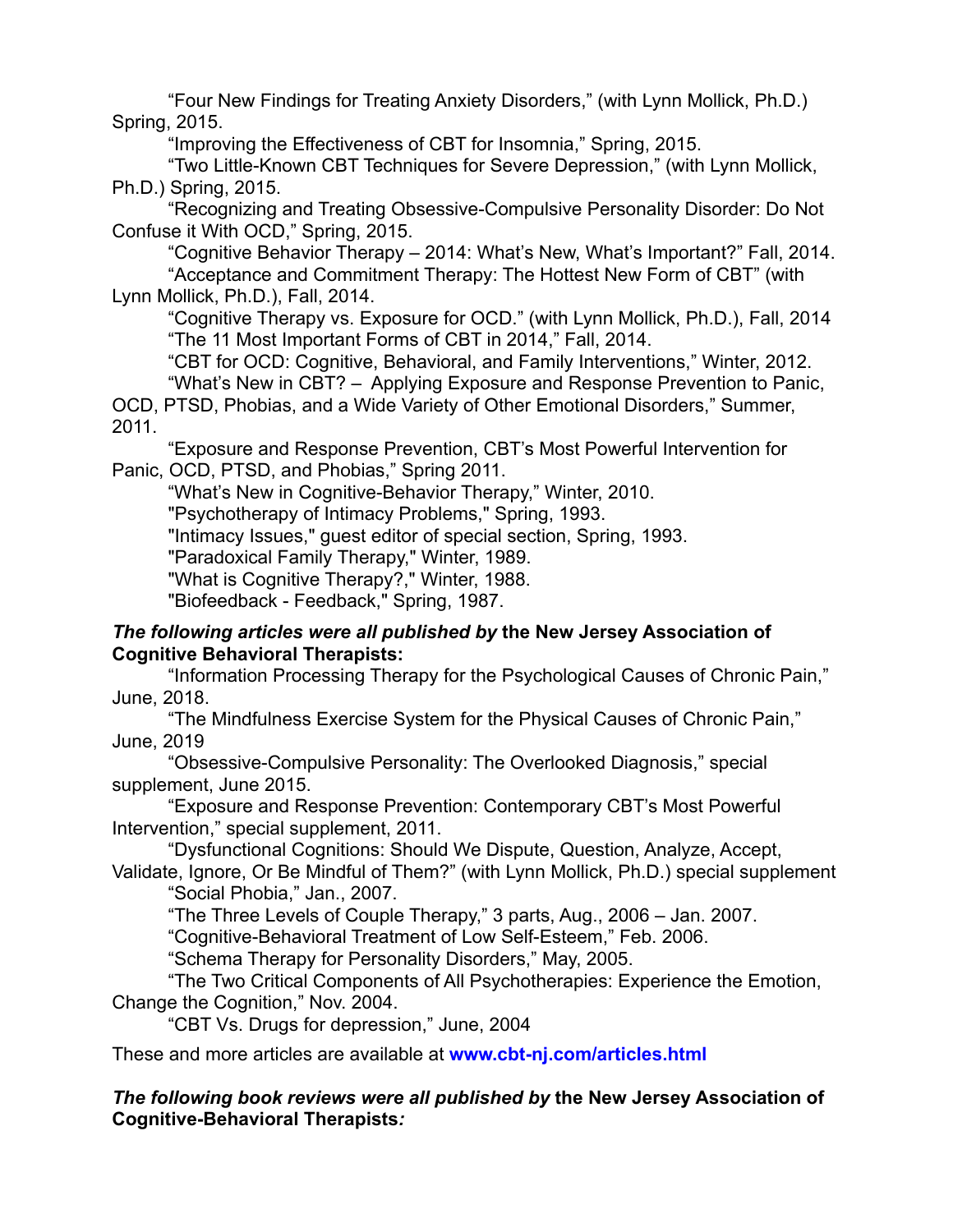"Four New Findings for Treating Anxiety Disorders," (with Lynn Mollick, Ph.D.) Spring, 2015.

"Improving the Effectiveness of CBT for Insomnia," Spring, 2015.

"Two Little-Known CBT Techniques for Severe Depression," (with Lynn Mollick, Ph.D.) Spring, 2015.

"Recognizing and Treating Obsessive-Compulsive Personality Disorder: Do Not Confuse it With OCD," Spring, 2015.

"Cognitive Behavior Therapy – 2014: What's New, What's Important?" Fall, 2014.

"Acceptance and Commitment Therapy: The Hottest New Form of CBT" (with Lynn Mollick, Ph.D.), Fall, 2014.

"Cognitive Therapy vs. Exposure for OCD." (with Lynn Mollick, Ph.D.), Fall, 2014

"The 11 Most Important Forms of CBT in 2014," Fall, 2014.

"CBT for OCD: Cognitive, Behavioral, and Family Interventions," Winter, 2012.

"What's New in CBT? – Applying Exposure and Response Prevention to Panic, OCD, PTSD, Phobias, and a Wide Variety of Other Emotional Disorders," Summer, 2011.

"Exposure and Response Prevention, CBT's Most Powerful Intervention for Panic, OCD, PTSD, and Phobias," Spring 2011.

"What's New in Cognitive-Behavior Therapy," Winter, 2010.

"Psychotherapy of Intimacy Problems," Spring, 1993.

"Intimacy Issues," guest editor of special section, Spring, 1993.

"Paradoxical Family Therapy," Winter, 1989.

"What is Cognitive Therapy?," Winter, 1988.

"Biofeedback - Feedback," Spring, 1987.

***The following articles were all published by* the New Jersey Association of Cognitive Behavioral Therapists:**

"Information Processing Therapy for the Psychological Causes of Chronic Pain," June, 2018.

"The Mindfulness Exercise System for the Physical Causes of Chronic Pain," June, 2019

"Obsessive-Compulsive Personality: The Overlooked Diagnosis," special supplement, June 2015.

"Exposure and Response Prevention: Contemporary CBT's Most Powerful Intervention," special supplement, 2011.

"Dysfunctional Cognitions: Should We Dispute, Question, Analyze, Accept, Validate, Ignore, Or Be Mindful of Them?" (with Lynn Mollick, Ph.D.) special supplement

"Social Phobia," Jan., 2007.

"The Three Levels of Couple Therapy," 3 parts, Aug., 2006 – Jan. 2007.

"Cognitive-Behavioral Treatment of Low Self-Esteem," Feb. 2006.

"Schema Therapy for Personality Disorders," May, 2005.

"The Two Critical Components of All Psychotherapies: Experience the Emotion, Change the Cognition," Nov. 2004.

"CBT Vs. Drugs for depression," June, 2004

These and more articles are available at **www.cbt-nj.com/articles.html**

***The following book reviews were all published by* the New Jersey Association of Cognitive-Behavioral Therapists*:***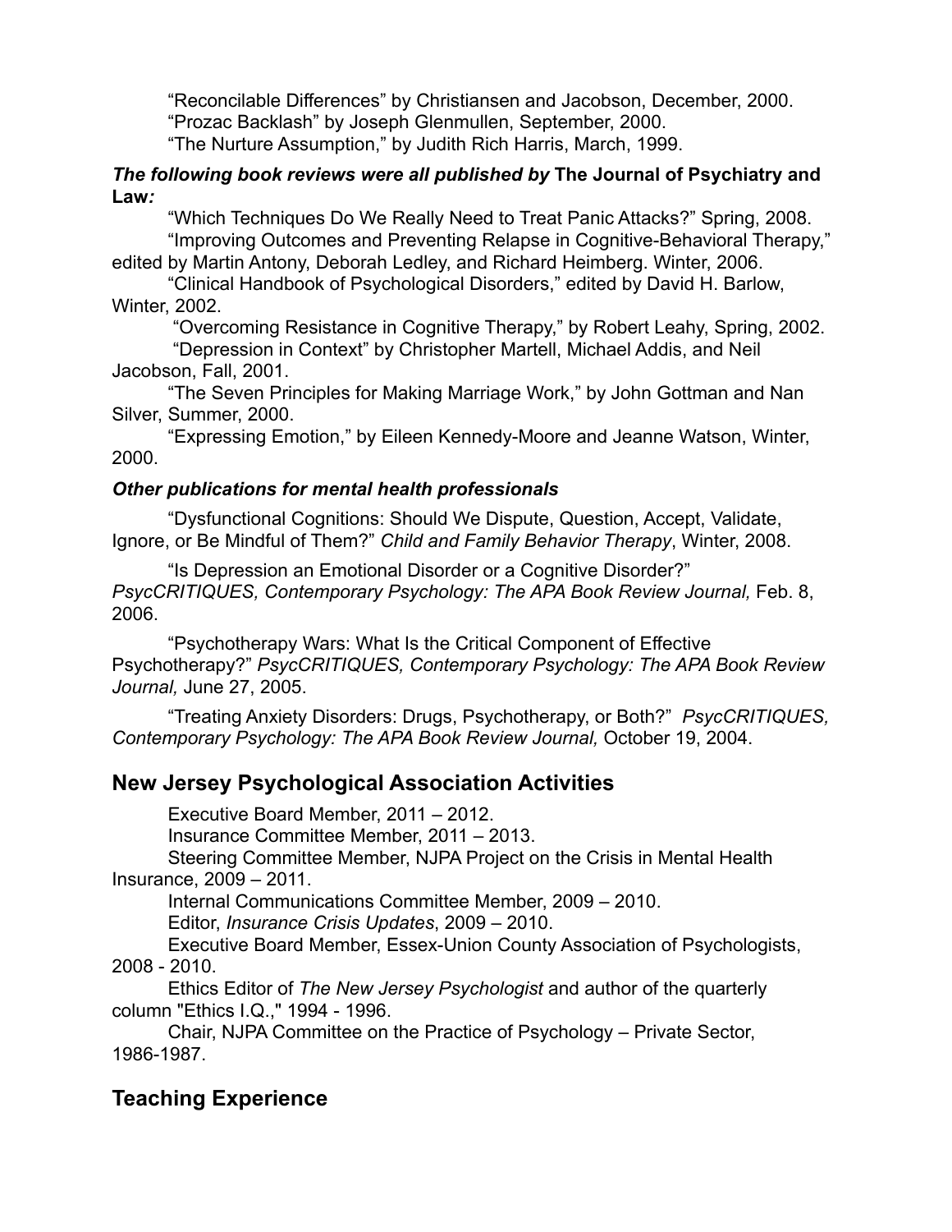"Reconcilable Differences" by Christiansen and Jacobson, December, 2000.

"Prozac Backlash" by Joseph Glenmullen, September, 2000.

"The Nurture Assumption," by Judith Rich Harris, March, 1999.

***The following book reviews were all published by* The Journal of Psychiatry and Law*:***

"Which Techniques Do We Really Need to Treat Panic Attacks?" Spring, 2008.

"Improving Outcomes and Preventing Relapse in Cognitive-Behavioral Therapy," edited by Martin Antony, Deborah Ledley, and Richard Heimberg. Winter, 2006.

"Clinical Handbook of Psychological Disorders," edited by David H. Barlow, Winter, 2002.

"Overcoming Resistance in Cognitive Therapy," by Robert Leahy, Spring, 2002.

"Depression in Context" by Christopher Martell, Michael Addis, and Neil Jacobson, Fall, 2001.

"The Seven Principles for Making Marriage Work," by John Gottman and Nan Silver, Summer, 2000.

"Expressing Emotion," by Eileen Kennedy-Moore and Jeanne Watson, Winter, 2000.

***Other publications for mental health professionals***

"Dysfunctional Cognitions: Should We Dispute, Question, Accept, Validate, Ignore, or Be Mindful of Them?" *Child and Family Behavior Therapy*, Winter, 2008.

"Is Depression an Emotional Disorder or a Cognitive Disorder?" *PsycCRITIQUES, Contemporary Psychology: The APA Book Review Journal,* Feb. 8, 2006.

"Psychotherapy Wars: What Is the Critical Component of Effective Psychotherapy?" *PsycCRITIQUES, Contemporary Psychology: The APA Book Review Journal,* June 27, 2005.

"Treating Anxiety Disorders: Drugs, Psychotherapy, or Both?" *PsycCRITIQUES, Contemporary Psychology: The APA Book Review Journal,* October 19, 2004.

## New Jersey Psychological Association Activities

Executive Board Member, 2011 – 2012.

Insurance Committee Member, 2011 – 2013.

Steering Committee Member, NJPA Project on the Crisis in Mental Health Insurance, 2009 – 2011.

Internal Communications Committee Member, 2009 – 2010.

Editor, *Insurance Crisis Updates*, 2009 – 2010.

Executive Board Member, Essex-Union County Association of Psychologists, 2008 - 2010.

Ethics Editor of *The New Jersey Psychologist* and author of the quarterly column "Ethics I.Q.," 1994 - 1996.

Chair, NJPA Committee on the Practice of Psychology – Private Sector, 1986-1987.

## Teaching Experience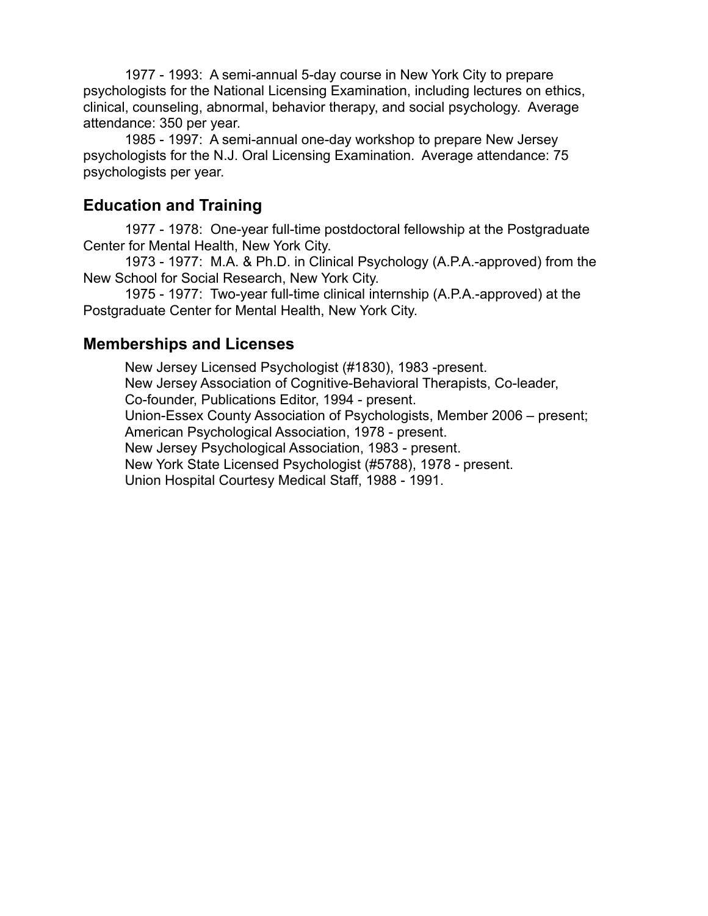1977 - 1993: A semi-annual 5-day course in New York City to prepare psychologists for the National Licensing Examination, including lectures on ethics, clinical, counseling, abnormal, behavior therapy, and social psychology. Average attendance: 350 per year.

1985 - 1997: A semi-annual one-day workshop to prepare New Jersey psychologists for the N.J. Oral Licensing Examination. Average attendance: 75 psychologists per year.

## Education and Training

1977 - 1978: One-year full-time postdoctoral fellowship at the Postgraduate Center for Mental Health, New York City.

1973 - 1977: M.A. & Ph.D. in Clinical Psychology (A.P.A.-approved) from the New School for Social Research, New York City.

1975 - 1977: Two-year full-time clinical internship (A.P.A.-approved) at the Postgraduate Center for Mental Health, New York City.

## Memberships and Licenses

New Jersey Licensed Psychologist (#1830), 1983 -present.
New Jersey Association of Cognitive-Behavioral Therapists, Co-leader, Co-founder, Publications Editor, 1994 - present.
Union-Essex County Association of Psychologists, Member 2006 – present;
American Psychological Association, 1978 - present.
New Jersey Psychological Association, 1983 - present.
New York State Licensed Psychologist (#5788), 1978 - present.
Union Hospital Courtesy Medical Staff, 1988 - 1991.